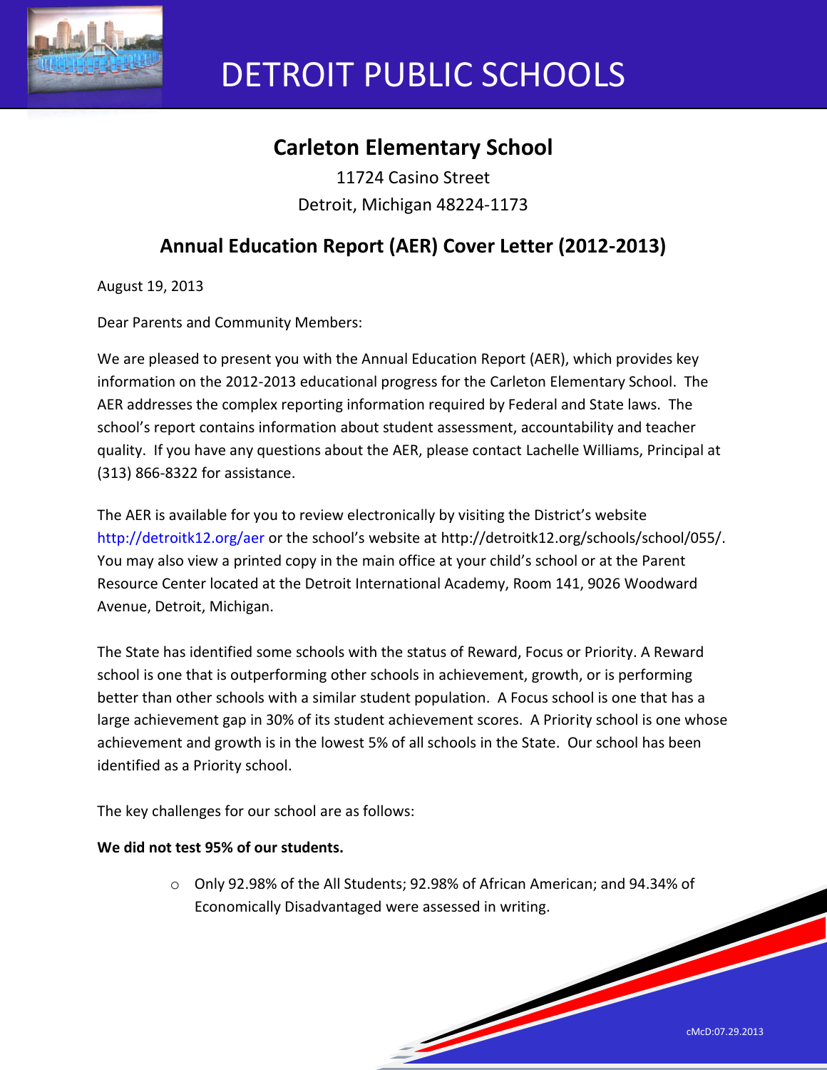# DETROIT PUBLIC SCHOOLS

## Carleton Elementary School

11724 Casino Street
Detroit, Michigan 48224-1173

## Annual Education Report (AER) Cover Letter (2012-2013)

August 19, 2013

Dear Parents and Community Members:

We are pleased to present you with the Annual Education Report (AER), which provides key information on the 2012-2013 educational progress for the Carleton Elementary School. The AER addresses the complex reporting information required by Federal and State laws. The school's report contains information about student assessment, accountability and teacher quality. If you have any questions about the AER, please contact Lachelle Williams, Principal at (313) 866-8322 for assistance.

The AER is available for you to review electronically by visiting the District's website http://detroitk12.org/aer or the school's website at http://detroitk12.org/schools/school/055/. You may also view a printed copy in the main office at your child's school or at the Parent Resource Center located at the Detroit International Academy, Room 141, 9026 Woodward Avenue, Detroit, Michigan.

The State has identified some schools with the status of Reward, Focus or Priority. A Reward school is one that is outperforming other schools in achievement, growth, or is performing better than other schools with a similar student population. A Focus school is one that has a large achievement gap in 30% of its student achievement scores. A Priority school is one whose achievement and growth is in the lowest 5% of all schools in the State. Our school has been identified as a Priority school.

The key challenges for our school are as follows:

**We did not test 95% of our students.**

- Only 92.98% of the All Students; 92.98% of African American; and 94.34% of Economically Disadvantaged were assessed in writing.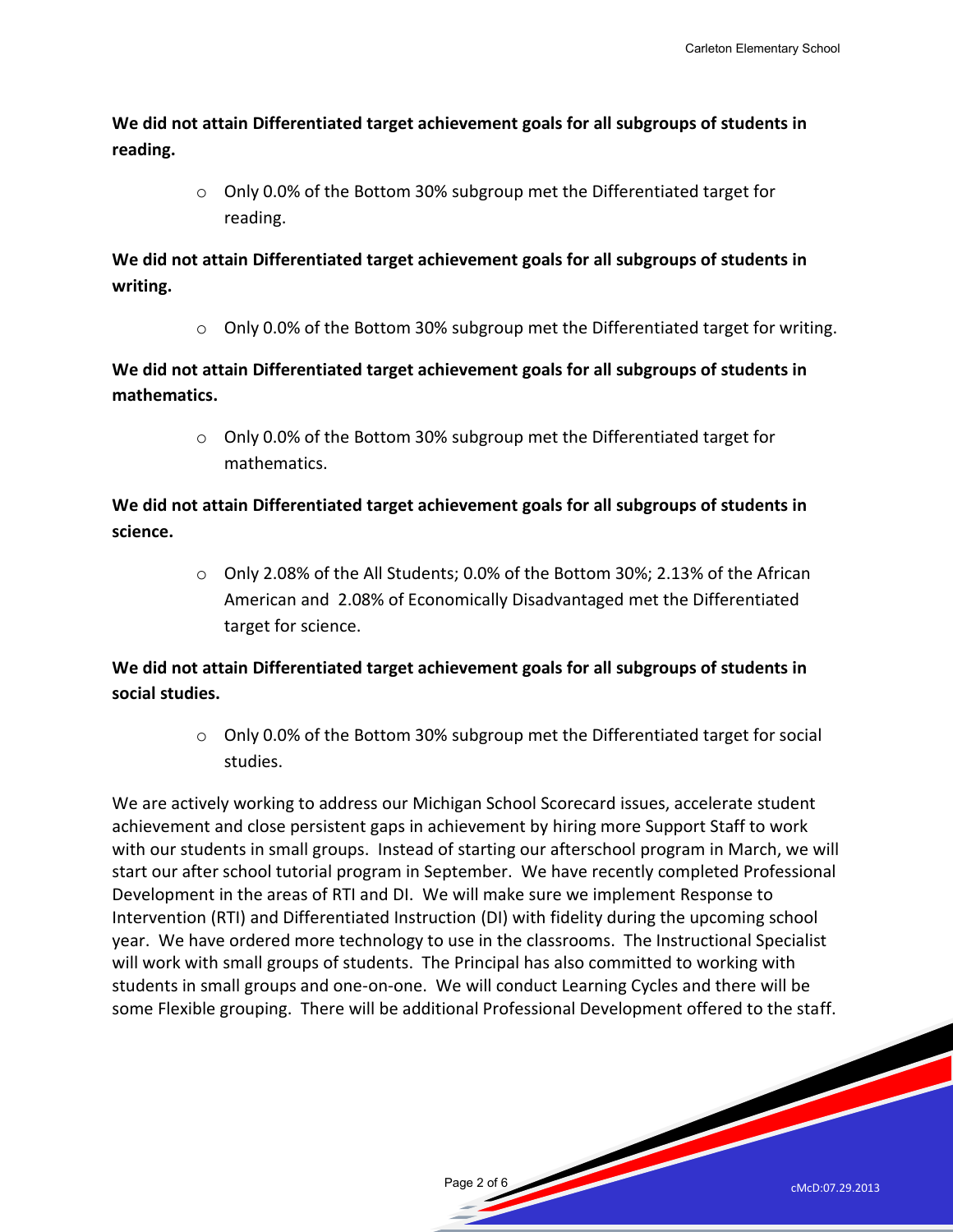**We did not attain Differentiated target achievement goals for all subgroups of students in reading.**

- Only 0.0% of the Bottom 30% subgroup met the Differentiated target for reading.

**We did not attain Differentiated target achievement goals for all subgroups of students in writing.**

- Only 0.0% of the Bottom 30% subgroup met the Differentiated target for writing.

**We did not attain Differentiated target achievement goals for all subgroups of students in mathematics.**

- Only 0.0% of the Bottom 30% subgroup met the Differentiated target for mathematics.

**We did not attain Differentiated target achievement goals for all subgroups of students in science.**

- Only 2.08% of the All Students; 0.0% of the Bottom 30%; 2.13% of the African American and 2.08% of Economically Disadvantaged met the Differentiated target for science.

**We did not attain Differentiated target achievement goals for all subgroups of students in social studies.**

- Only 0.0% of the Bottom 30% subgroup met the Differentiated target for social studies.

We are actively working to address our Michigan School Scorecard issues, accelerate student achievement and close persistent gaps in achievement by hiring more Support Staff to work with our students in small groups. Instead of starting our afterschool program in March, we will start our after school tutorial program in September. We have recently completed Professional Development in the areas of RTI and DI. We will make sure we implement Response to Intervention (RTI) and Differentiated Instruction (DI) with fidelity during the upcoming school year. We have ordered more technology to use in the classrooms. The Instructional Specialist will work with small groups of students. The Principal has also committed to working with students in small groups and one-on-one. We will conduct Learning Cycles and there will be some Flexible grouping. There will be additional Professional Development offered to the staff.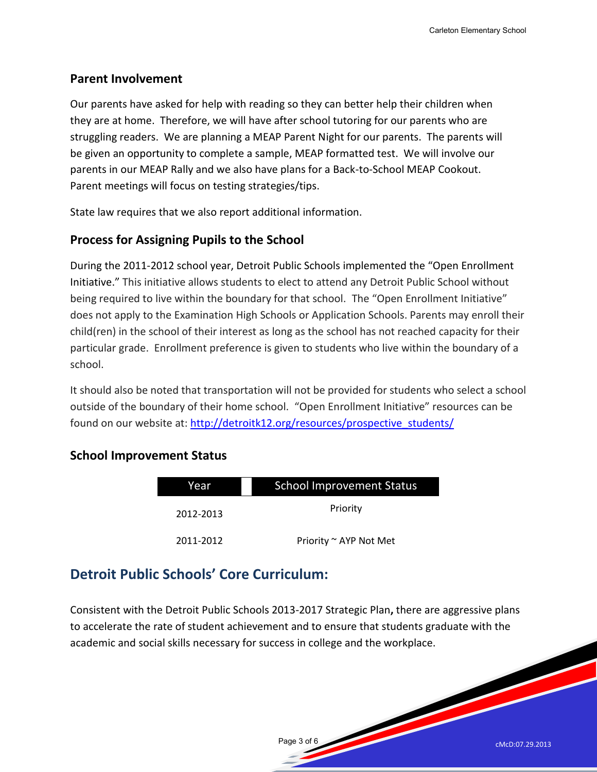## Parent Involvement

Our parents have asked for help with reading so they can better help their children when they are at home. Therefore, we will have after school tutoring for our parents who are struggling readers. We are planning a MEAP Parent Night for our parents. The parents will be given an opportunity to complete a sample, MEAP formatted test. We will involve our parents in our MEAP Rally and we also have plans for a Back-to-School MEAP Cookout. Parent meetings will focus on testing strategies/tips.

State law requires that we also report additional information.

## Process for Assigning Pupils to the School

During the 2011-2012 school year, Detroit Public Schools implemented the "Open Enrollment Initiative." This initiative allows students to elect to attend any Detroit Public School without being required to live within the boundary for that school. The "Open Enrollment Initiative" does not apply to the Examination High Schools or Application Schools. Parents may enroll their child(ren) in the school of their interest as long as the school has not reached capacity for their particular grade. Enrollment preference is given to students who live within the boundary of a school.

It should also be noted that transportation will not be provided for students who select a school outside of the boundary of their home school. "Open Enrollment Initiative" resources can be found on our website at: http://detroitk12.org/resources/prospective_students/

## School Improvement Status

| Year | School Improvement Status |
|---|---|
| 2012-2013 | Priority |
| 2011-2012 | Priority ~ AYP Not Met |

## Detroit Public Schools' Core Curriculum:

Consistent with the Detroit Public Schools 2013-2017 Strategic Plan**,** there are aggressive plans to accelerate the rate of student achievement and to ensure that students graduate with the academic and social skills necessary for success in college and the workplace.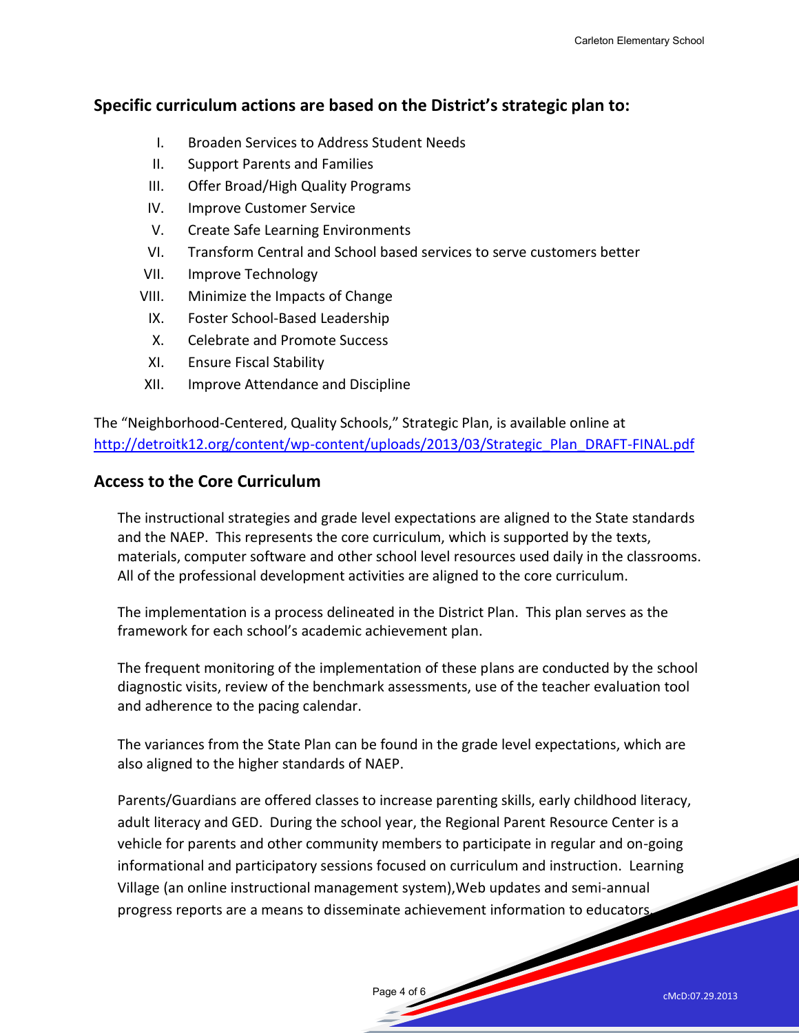## Specific curriculum actions are based on the District's strategic plan to:

I. Broaden Services to Address Student Needs
II. Support Parents and Families
III. Offer Broad/High Quality Programs
IV. Improve Customer Service
V. Create Safe Learning Environments
VI. Transform Central and School based services to serve customers better
VII. Improve Technology
VIII. Minimize the Impacts of Change
IX. Foster School-Based Leadership
X. Celebrate and Promote Success
XI. Ensure Fiscal Stability
XII. Improve Attendance and Discipline

The "Neighborhood-Centered, Quality Schools," Strategic Plan, is available online at http://detroitk12.org/content/wp-content/uploads/2013/03/Strategic_Plan_DRAFT-FINAL.pdf

## Access to the Core Curriculum

The instructional strategies and grade level expectations are aligned to the State standards and the NAEP. This represents the core curriculum, which is supported by the texts, materials, computer software and other school level resources used daily in the classrooms. All of the professional development activities are aligned to the core curriculum.

The implementation is a process delineated in the District Plan. This plan serves as the framework for each school's academic achievement plan.

The frequent monitoring of the implementation of these plans are conducted by the school diagnostic visits, review of the benchmark assessments, use of the teacher evaluation tool and adherence to the pacing calendar.

The variances from the State Plan can be found in the grade level expectations, which are also aligned to the higher standards of NAEP.

Parents/Guardians are offered classes to increase parenting skills, early childhood literacy, adult literacy and GED. During the school year, the Regional Parent Resource Center is a vehicle for parents and other community members to participate in regular and on-going informational and participatory sessions focused on curriculum and instruction. Learning Village (an online instructional management system),Web updates and semi-annual progress reports are a means to disseminate achievement information to educators.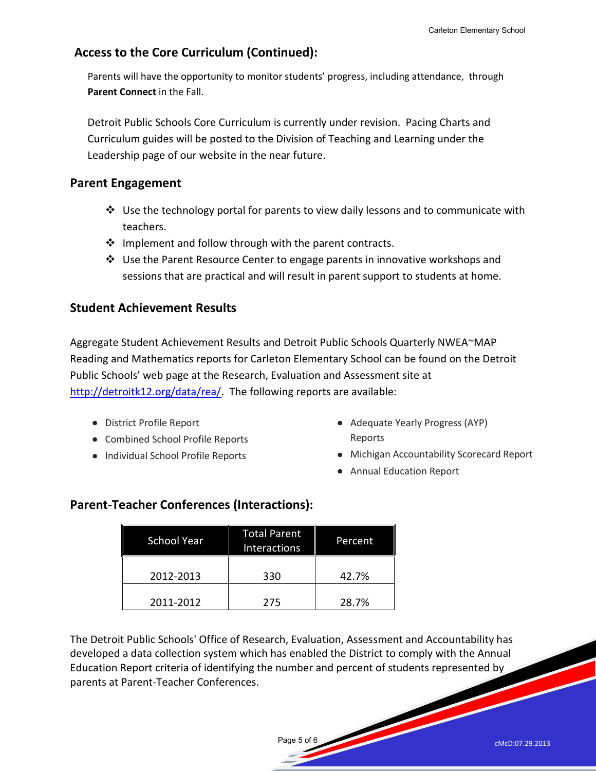## Access to the Core Curriculum (Continued):

Parents will have the opportunity to monitor students' progress, including attendance, through **Parent Connect** in the Fall.

Detroit Public Schools Core Curriculum is currently under revision. Pacing Charts and Curriculum guides will be posted to the Division of Teaching and Learning under the Leadership page of our website in the near future.

## Parent Engagement

- Use the technology portal for parents to view daily lessons and to communicate with teachers.
- Implement and follow through with the parent contracts.
- Use the Parent Resource Center to engage parents in innovative workshops and sessions that are practical and will result in parent support to students at home.

## Student Achievement Results

Aggregate Student Achievement Results and Detroit Public Schools Quarterly NWEA~MAP Reading and Mathematics reports for Carleton Elementary School can be found on the Detroit Public Schools' web page at the Research, Evaluation and Assessment site at http://detroitk12.org/data/rea/. The following reports are available:

- District Profile Report
- Combined School Profile Reports
- Individual School Profile Reports
- Adequate Yearly Progress (AYP) Reports
- Michigan Accountability Scorecard Report
- Annual Education Report

## Parent-Teacher Conferences (Interactions):

| School Year | Total Parent Interactions | Percent |
|---|---|---|
| 2012-2013 | 330 | 42.7% |
| 2011-2012 | 275 | 28.7% |

The Detroit Public Schools' Office of Research, Evaluation, Assessment and Accountability has developed a data collection system which has enabled the District to comply with the Annual Education Report criteria of identifying the number and percent of students represented by parents at Parent-Teacher Conferences.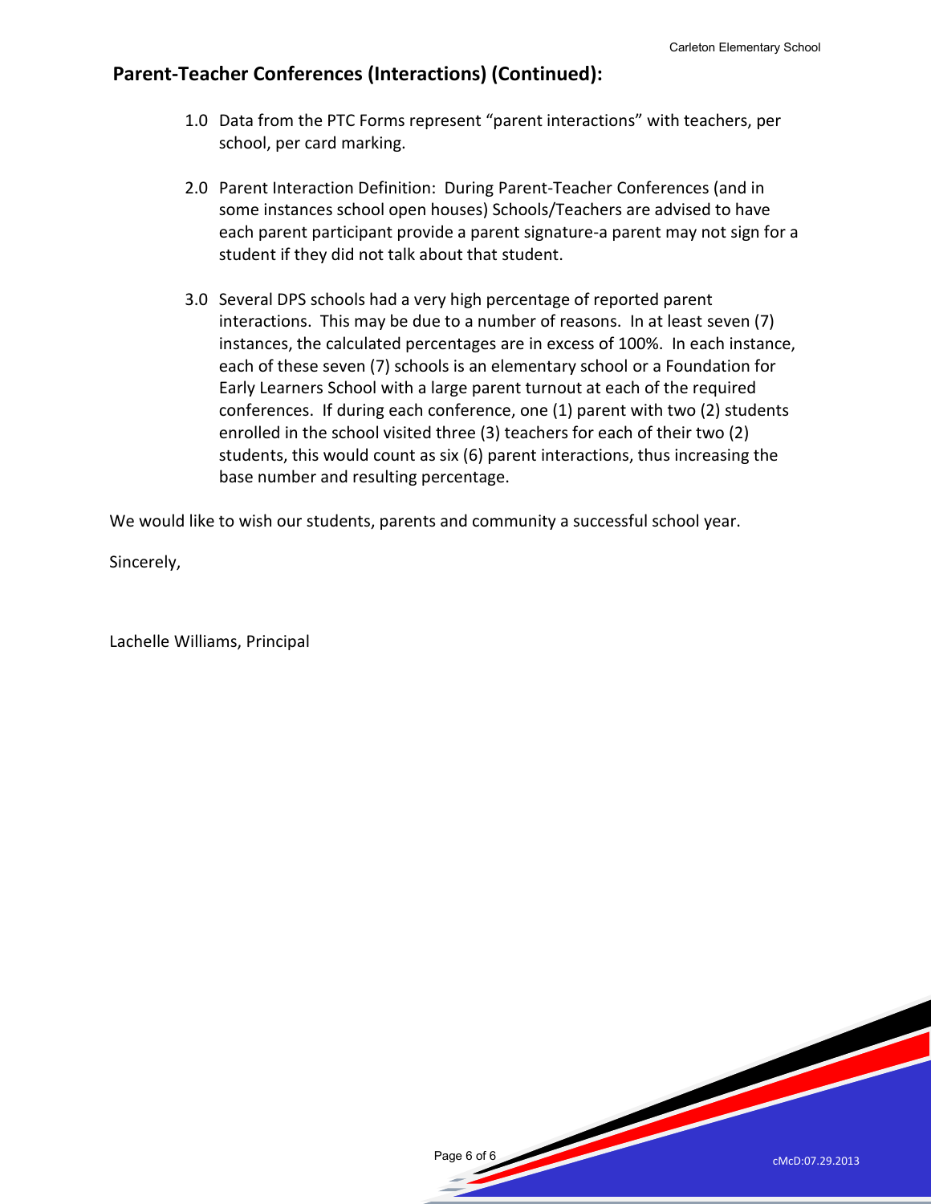## Parent-Teacher Conferences (Interactions) (Continued):

1.0 Data from the PTC Forms represent "parent interactions" with teachers, per school, per card marking.

2.0 Parent Interaction Definition: During Parent-Teacher Conferences (and in some instances school open houses) Schools/Teachers are advised to have each parent participant provide a parent signature-a parent may not sign for a student if they did not talk about that student.

3.0 Several DPS schools had a very high percentage of reported parent interactions. This may be due to a number of reasons. In at least seven (7) instances, the calculated percentages are in excess of 100%. In each instance, each of these seven (7) schools is an elementary school or a Foundation for Early Learners School with a large parent turnout at each of the required conferences. If during each conference, one (1) parent with two (2) students enrolled in the school visited three (3) teachers for each of their two (2) students, this would count as six (6) parent interactions, thus increasing the base number and resulting percentage.

We would like to wish our students, parents and community a successful school year.

Sincerely,

Lachelle Williams, Principal